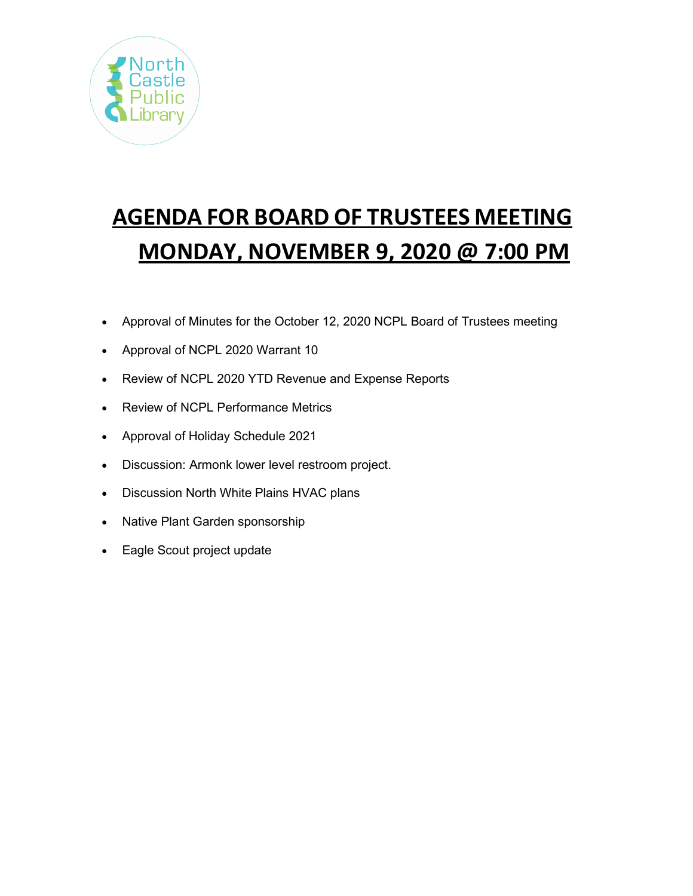North Castle Public Library

# AGENDA FOR BOARD OF TRUSTEES MEETING

# MONDAY, NOVEMBER 9, 2020 @ 7:00 PM

- Approval of Minutes for the October 12, 2020 NCPL Board of Trustees meeting
- Approval of NCPL 2020 Warrant 10
- Review of NCPL 2020 YTD Revenue and Expense Reports
- Review of NCPL Performance Metrics
- Approval of Holiday Schedule 2021
- Discussion: Armonk lower level restroom project.
- Discussion North White Plains HVAC plans
- Native Plant Garden sponsorship
- Eagle Scout project update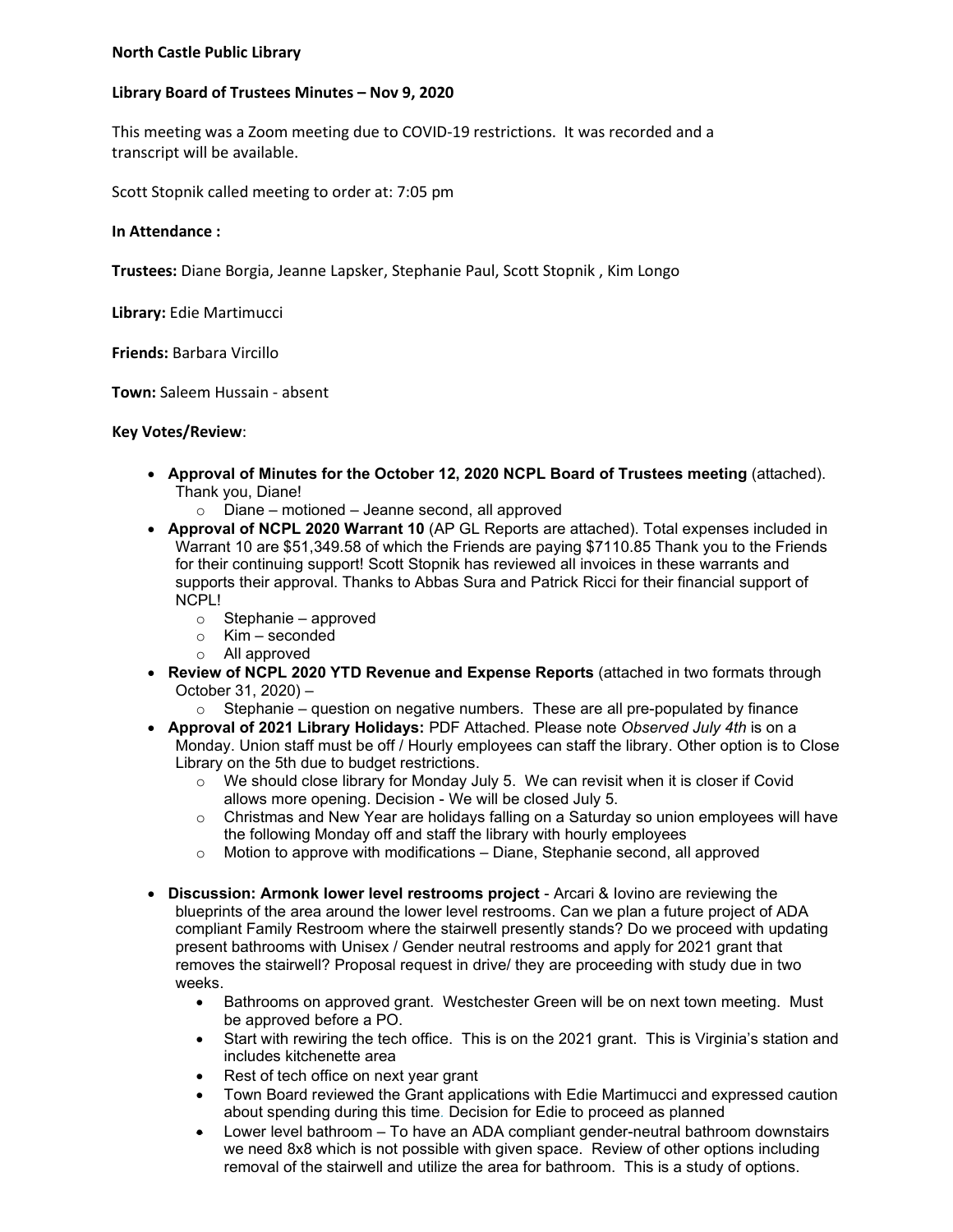**North Castle Public Library**

**Library Board of Trustees Minutes – Nov 9, 2020**

This meeting was a Zoom meeting due to COVID-19 restrictions. It was recorded and a transcript will be available.

Scott Stopnik called meeting to order at: 7:05 pm

**In Attendance :**

**Trustees:** Diane Borgia, Jeanne Lapsker, Stephanie Paul, Scott Stopnik , Kim Longo

**Library:** Edie Martimucci

**Friends:** Barbara Vircillo

**Town:** Saleem Hussain - absent

**Key Votes/Review**:

- **Approval of Minutes for the October 12, 2020 NCPL Board of Trustees meeting** (attached). Thank you, Diane!
  - Diane – motioned – Jeanne second, all approved
- **Approval of NCPL 2020 Warrant 10** (AP GL Reports are attached). Total expenses included in Warrant 10 are $51,349.58 of which the Friends are paying $7110.85 Thank you to the Friends for their continuing support! Scott Stopnik has reviewed all invoices in these warrants and supports their approval. Thanks to Abbas Sura and Patrick Ricci for their financial support of NCPL!
  - Stephanie – approved
  - Kim – seconded
  - All approved
- **Review of NCPL 2020 YTD Revenue and Expense Reports** (attached in two formats through October 31, 2020) –
  - Stephanie – question on negative numbers. These are all pre-populated by finance
- **Approval of 2021 Library Holidays:** PDF Attached. Please note *Observed July 4th* is on a Monday. Union staff must be off / Hourly employees can staff the library. Other option is to Close Library on the 5th due to budget restrictions.
  - We should close library for Monday July 5. We can revisit when it is closer if Covid allows more opening. Decision - We will be closed July 5.
  - Christmas and New Year are holidays falling on a Saturday so union employees will have the following Monday off and staff the library with hourly employees
  - Motion to approve with modifications – Diane, Stephanie second, all approved

- **Discussion: Armonk lower level restrooms project** - Arcari & Iovino are reviewing the blueprints of the area around the lower level restrooms. Can we plan a future project of ADA compliant Family Restroom where the stairwell presently stands? Do we proceed with updating present bathrooms with Unisex / Gender neutral restrooms and apply for 2021 grant that removes the stairwell? Proposal request in drive/ they are proceeding with study due in two weeks.
  - Bathrooms on approved grant. Westchester Green will be on next town meeting. Must be approved before a PO.
  - Start with rewiring the tech office. This is on the 2021 grant. This is Virginia's station and includes kitchenette area
  - Rest of tech office on next year grant
  - Town Board reviewed the Grant applications with Edie Martimucci and expressed caution about spending during this time. Decision for Edie to proceed as planned
  - Lower level bathroom – To have an ADA compliant gender-neutral bathroom downstairs we need 8x8 which is not possible with given space. Review of other options including removal of the stairwell and utilize the area for bathroom. This is a study of options.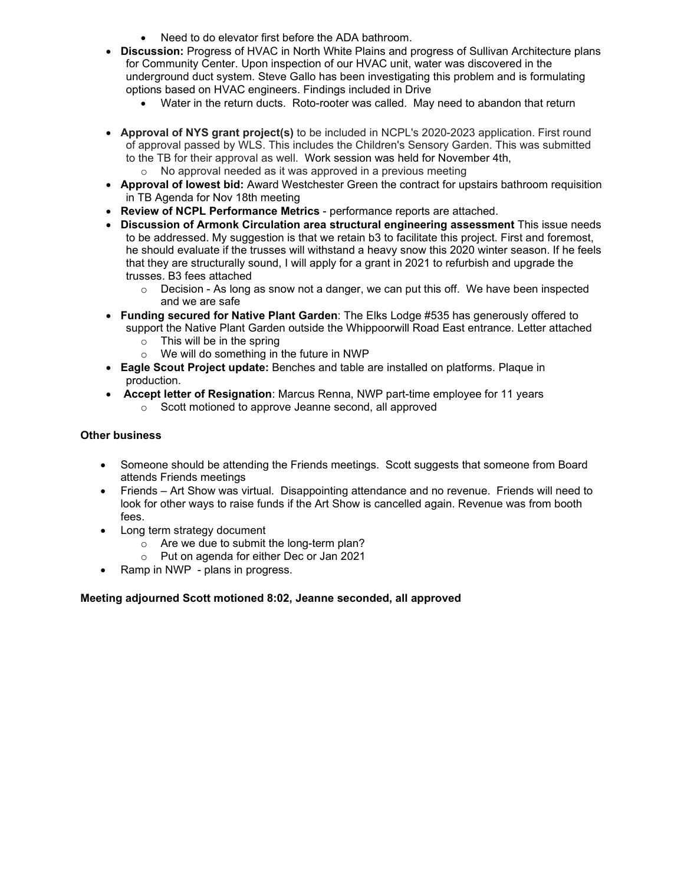- Need to do elevator first before the ADA bathroom.
- **Discussion:** Progress of HVAC in North White Plains and progress of Sullivan Architecture plans for Community Center. Upon inspection of our HVAC unit, water was discovered in the underground duct system. Steve Gallo has been investigating this problem and is formulating options based on HVAC engineers. Findings included in Drive
  - Water in the return ducts. Roto-rooter was called. May need to abandon that return

- **Approval of NYS grant project(s)** to be included in NCPL's 2020-2023 application. First round of approval passed by WLS. This includes the Children's Sensory Garden. This was submitted to the TB for their approval as well. Work session was held for November 4th,
  - No approval needed as it was approved in a previous meeting
- **Approval of lowest bid:** Award Westchester Green the contract for upstairs bathroom requisition in TB Agenda for Nov 18th meeting
- **Review of NCPL Performance Metrics** - performance reports are attached.
- **Discussion of Armonk Circulation area structural engineering assessment** This issue needs to be addressed. My suggestion is that we retain b3 to facilitate this project. First and foremost, he should evaluate if the trusses will withstand a heavy snow this 2020 winter season. If he feels that they are structurally sound, I will apply for a grant in 2021 to refurbish and upgrade the trusses. B3 fees attached
  - Decision - As long as snow not a danger, we can put this off. We have been inspected and we are safe
- **Funding secured for Native Plant Garden**: The Elks Lodge #535 has generously offered to support the Native Plant Garden outside the Whippoorwill Road East entrance. Letter attached
  - This will be in the spring
  - We will do something in the future in NWP
- **Eagle Scout Project update:** Benches and table are installed on platforms. Plaque in production.
- **Accept letter of Resignation**: Marcus Renna, NWP part-time employee for 11 years
  - Scott motioned to approve Jeanne second, all approved

**Other business**

- Someone should be attending the Friends meetings. Scott suggests that someone from Board attends Friends meetings
- Friends – Art Show was virtual. Disappointing attendance and no revenue. Friends will need to look for other ways to raise funds if the Art Show is cancelled again. Revenue was from booth fees.
- Long term strategy document
  - Are we due to submit the long-term plan?
  - Put on agenda for either Dec or Jan 2021
- Ramp in NWP - plans in progress.

**Meeting adjourned Scott motioned 8:02, Jeanne seconded, all approved**